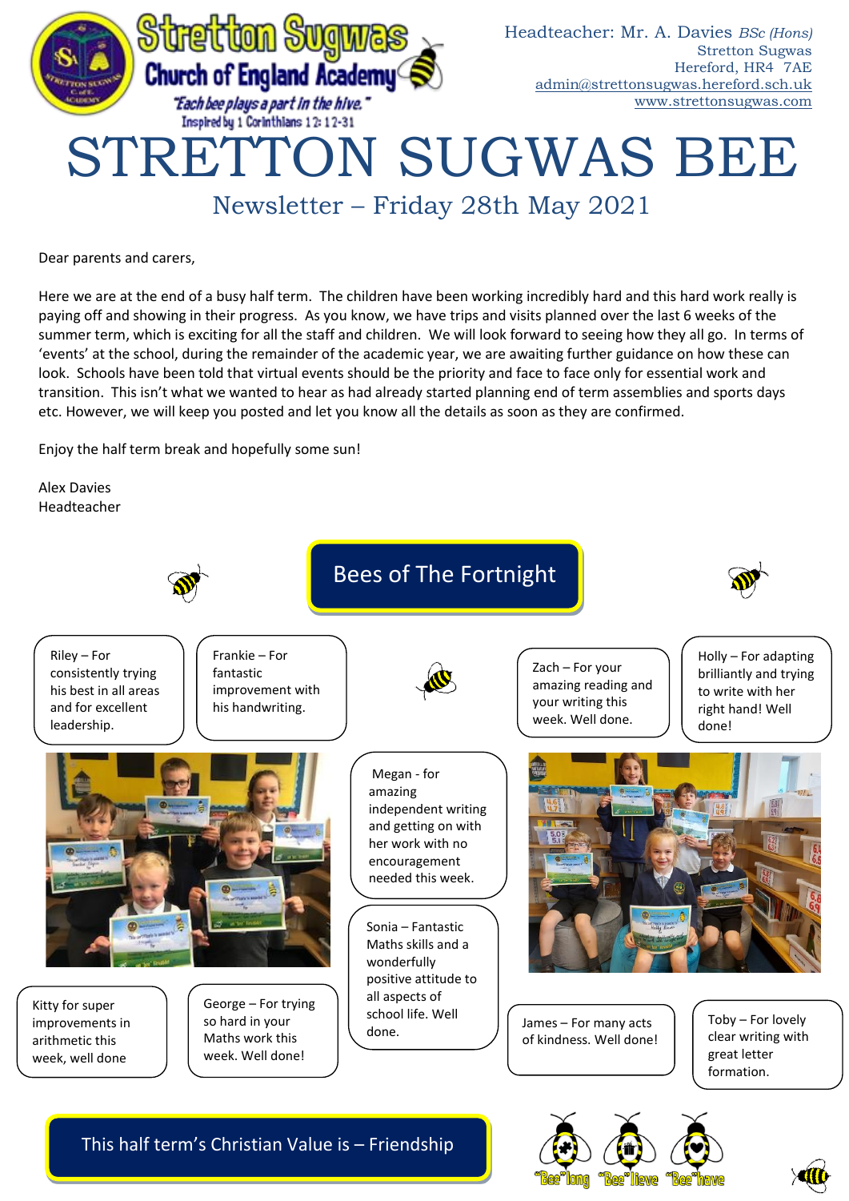**Stretton Sugwas Church of England Academy**

*"Each bee plays a part in the hive."*
Inspired by 1 Corinthians 12: 12-31

Headteacher: Mr. A. Davies *BSc (Hons)*
Stretton Sugwas
Hereford, HR4 7AE
admin@strettonsugwas.hereford.sch.uk
www.strettonsugwas.com

# STRETTON SUGWAS BEE

## Newsletter – Friday 28th May 2021

Dear parents and carers,

Here we are at the end of a busy half term. The children have been working incredibly hard and this hard work really is paying off and showing in their progress. As you know, we have trips and visits planned over the last 6 weeks of the summer term, which is exciting for all the staff and children. We will look forward to seeing how they all go. In terms of 'events' at the school, during the remainder of the academic year, we are awaiting further guidance on how these can look. Schools have been told that virtual events should be the priority and face to face only for essential work and transition. This isn't what we wanted to hear as had already started planning end of term assemblies and sports days etc. However, we will keep you posted and let you know all the details as soon as they are confirmed.

Enjoy the half term break and hopefully some sun!

Alex Davies
Headteacher

## Bees of The Fortnight

- Riley – For consistently trying his best in all areas and for excellent leadership.
- Frankie – For fantastic improvement with his handwriting.
- Zach – For your amazing reading and your writing this week. Well done.
- Holly – For adapting brilliantly and trying to write with her right hand! Well done!
- Megan - for amazing independent writing and getting on with her work with no encouragement needed this week.
- Sonia – Fantastic Maths skills and a wonderfully positive attitude to all aspects of school life. Well done.
- Kitty for super improvements in arithmetic this week, well done
- George – For trying so hard in your Maths work this week. Well done!
- James – For many acts of kindness. Well done!
- Toby – For lovely clear writing with great letter formation.

## This half term's Christian Value is – Friendship

"Bee"long "Bee"lieve "Bee"have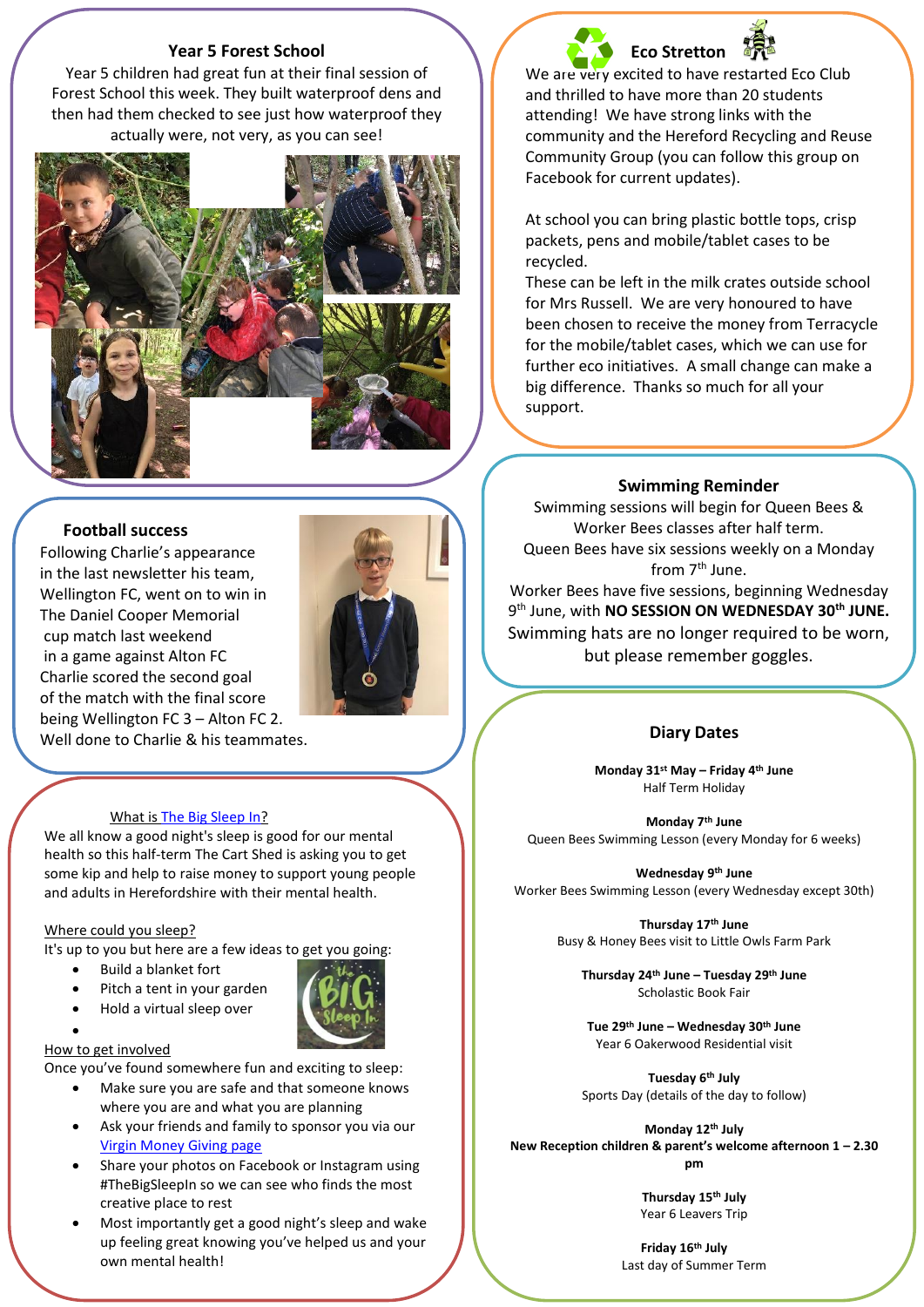## Year 5 Forest School

Year 5 children had great fun at their final session of Forest School this week. They built waterproof dens and then had them checked to see just how waterproof they actually were, not very, as you can see!

## Football success

Following Charlie's appearance in the last newsletter his team, Wellington FC, went on to win in The Daniel Cooper Memorial cup match last weekend in a game against Alton FC Charlie scored the second goal of the match with the final score being Wellington FC 3 – Alton FC 2. Well done to Charlie & his teammates.

### What is The Big Sleep In?

We all know a good night's sleep is good for our mental health so this half-term The Cart Shed is asking you to get some kip and help to raise money to support young people and adults in Herefordshire with their mental health.

Where could you sleep?

It's up to you but here are a few ideas to get you going:

- Build a blanket fort
- Pitch a tent in your garden
- Hold a virtual sleep over

How to get involved

Once you've found somewhere fun and exciting to sleep:

- Make sure you are safe and that someone knows where you are and what you are planning
- Ask your friends and family to sponsor you via our Virgin Money Giving page
- Share your photos on Facebook or Instagram using #TheBigSleepIn so we can see who finds the most creative place to rest
- Most importantly get a good night's sleep and wake up feeling great knowing you've helped us and your own mental health!

## Eco Stretton

We are very excited to have restarted Eco Club and thrilled to have more than 20 students attending! We have strong links with the community and the Hereford Recycling and Reuse Community Group (you can follow this group on Facebook for current updates).

At school you can bring plastic bottle tops, crisp packets, pens and mobile/tablet cases to be recycled.

These can be left in the milk crates outside school for Mrs Russell. We are very honoured to have been chosen to receive the money from Terracycle for the mobile/tablet cases, which we can use for further eco initiatives. A small change can make a big difference. Thanks so much for all your support.

## Swimming Reminder

Swimming sessions will begin for Queen Bees & Worker Bees classes after half term.

Queen Bees have six sessions weekly on a Monday from 7th June.

Worker Bees have five sessions, beginning Wednesday 9th June, with **NO SESSION ON WEDNESDAY 30th JUNE.**

Swimming hats are no longer required to be worn, but please remember goggles.

## Diary Dates

**Monday 31st May – Friday 4th June**
Half Term Holiday

**Monday 7th June**
Queen Bees Swimming Lesson (every Monday for 6 weeks)

**Wednesday 9th June**
Worker Bees Swimming Lesson (every Wednesday except 30th)

**Thursday 17th June**
Busy & Honey Bees visit to Little Owls Farm Park

**Thursday 24th June – Tuesday 29th June**
Scholastic Book Fair

**Tue 29th June – Wednesday 30th June**
Year 6 Oakerwood Residential visit

**Tuesday 6th July**
Sports Day (details of the day to follow)

**Monday 12th July**
**New Reception children & parent's welcome afternoon 1 – 2.30 pm**

**Thursday 15th July**
Year 6 Leavers Trip

**Friday 16th July**
Last day of Summer Term